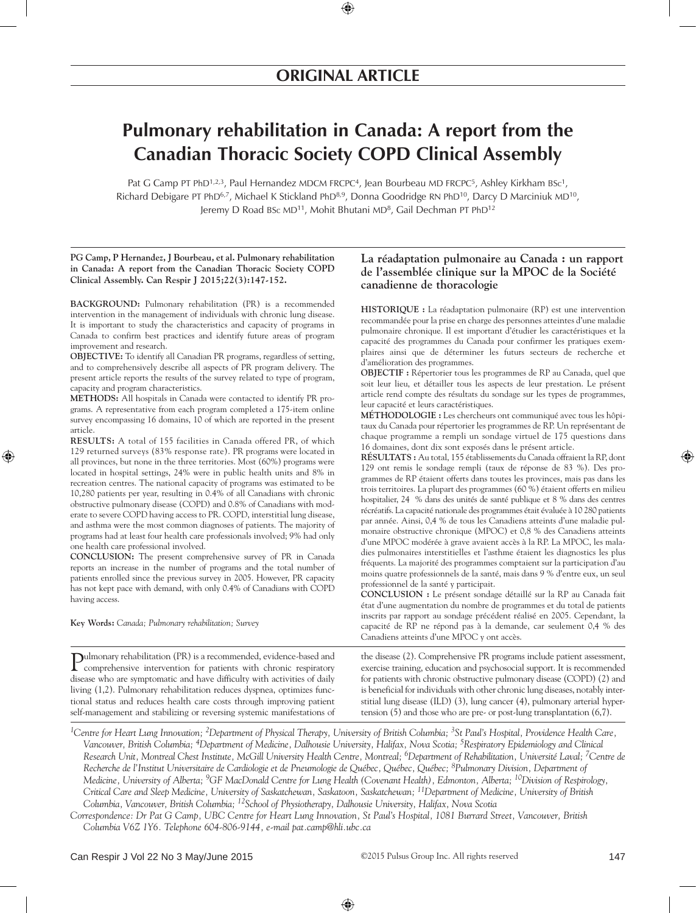**ORIGINAL ARTICLE**

# Pulmonary rehabilitation in Canada: A report from the Canadian Thoracic Society COPD Clinical Assembly

Pat G Camp PT PhD[1,2,3], Paul Hernandez MDCM FRCPC[4], Jean Bourbeau MD FRCPC[5], Ashley Kirkham BSc[1], Richard Debigare PT PhD[6,7], Michael K Stickland PhD[8,9], Donna Goodridge RN PhD[10], Darcy D Marciniuk MD[10], Jeremy D Road BSc MD[11], Mohit Bhutani MD[8], Gail Dechman PT PhD[12]

**PG Camp, P Hernandez, J Bourbeau, et al. Pulmonary rehabilitation in Canada: A report from the Canadian Thoracic Society COPD Clinical Assembly. Can Respir J 2015;22(3):147-152.**

**BACKGROUND:** Pulmonary rehabilitation (PR) is a recommended intervention in the management of individuals with chronic lung disease. It is important to study the characteristics and capacity of programs in Canada to confirm best practices and identify future areas of program improvement and research.

**OBJECTIVE:** To identify all Canadian PR programs, regardless of setting, and to comprehensively describe all aspects of PR program delivery. The present article reports the results of the survey related to type of program, capacity and program characteristics.

**METHODS:** All hospitals in Canada were contacted to identify PR programs. A representative from each program completed a 175-item online survey encompassing 16 domains, 10 of which are reported in the present article.

**RESULTS:** A total of 155 facilities in Canada offered PR, of which 129 returned surveys (83% response rate). PR programs were located in all provinces, but none in the three territories. Most (60%) programs were located in hospital settings, 24% were in public health units and 8% in recreation centres. The national capacity of programs was estimated to be 10,280 patients per year, resulting in 0.4% of all Canadians with chronic obstructive pulmonary disease (COPD) and 0.8% of Canadians with moderate to severe COPD having access to PR. COPD, interstitial lung disease, and asthma were the most common diagnoses of patients. The majority of programs had at least four health care professionals involved; 9% had only one health care professional involved.

**CONCLUSION:** The present comprehensive survey of PR in Canada reports an increase in the number of programs and the total number of patients enrolled since the previous survey in 2005. However, PR capacity has not kept pace with demand, with only 0.4% of Canadians with COPD having access.

**Key Words:** *Canada; Pulmonary rehabilitation; Survey*

**La réadaptation pulmonaire au Canada : un rapport de l'assemblée clinique sur la MPOC de la Société canadienne de thoracologie**

**HISTORIQUE :** La réadaptation pulmonaire (RP) est une intervention recommandée pour la prise en charge des personnes atteintes d'une maladie pulmonaire chronique. Il est important d'étudier les caractéristiques et la capacité des programmes du Canada pour confirmer les pratiques exemplaires ainsi que de déterminer les futurs secteurs de recherche et d'amélioration des programmes.

**OBJECTIF :** Répertorier tous les programmes de RP au Canada, quel que soit leur lieu, et détailler tous les aspects de leur prestation. Le présent article rend compte des résultats du sondage sur les types de programmes, leur capacité et leurs caractéristiques.

**MÉTHODOLOGIE :** Les chercheurs ont communiqué avec tous les hôpitaux du Canada pour répertorier les programmes de RP. Un représentant de chaque programme a rempli un sondage virtuel de 175 questions dans 16 domaines, dont dix sont exposés dans le présent article.

**RÉSULTATS :** Au total, 155 établissements du Canada offraient la RP, dont 129 ont remis le sondage rempli (taux de réponse de 83 %). Des programmes de RP étaient offerts dans toutes les provinces, mais pas dans les trois territoires. La plupart des programmes (60 %) étaient offerts en milieu hospitalier, 24 % dans des unités de santé publique et 8 % dans des centres récréatifs. La capacité nationale des programmes était évaluée à 10 280 patients par année. Ainsi, 0,4 % de tous les Canadiens atteints d'une maladie pulmonaire obstructive chronique (MPOC) et 0,8 % des Canadiens atteints d'une MPOC modérée à grave avaient accès à la RP. La MPOC, les maladies pulmonaires interstitielles et l'asthme étaient les diagnostics les plus fréquents. La majorité des programmes comptaient sur la participation d'au moins quatre professionnels de la santé, mais dans 9 % d'entre eux, un seul professionnel de la santé y participait.

**CONCLUSION :** Le présent sondage détaillé sur la RP au Canada fait état d'une augmentation du nombre de programmes et du total de patients inscrits par rapport au sondage précédent réalisé en 2005. Cependant, la capacité de RP ne répond pas à la demande, car seulement 0,4 % des Canadiens atteints d'une MPOC y ont accès.

Pulmonary rehabilitation (PR) is a recommended, evidence-based and comprehensive intervention for patients with chronic respiratory disease who are symptomatic and have difficulty with activities of daily living (1,2). Pulmonary rehabilitation reduces dyspnea, optimizes functional status and reduces health care costs through improving patient self-management and stabilizing or reversing systemic manifestations of the disease (2). Comprehensive PR programs include patient assessment, exercise training, education and psychosocial support. It is recommended for patients with chronic obstructive pulmonary disease (COPD) (2) and is beneficial for individuals with other chronic lung diseases, notably interstitial lung disease (ILD) (3), lung cancer (4), pulmonary arterial hypertension (5) and those who are pre- or post-lung transplantation (6,7).

[1]*Centre for Heart Lung Innovation;* [2]*Department of Physical Therapy, University of British Columbia;* [3]*St Paul's Hospital, Providence Health Care, Vancouver, British Columbia;* [4]*Department of Medicine, Dalhousie University, Halifax, Nova Scotia;* [5]*Respiratory Epidemiology and Clinical Research Unit, Montreal Chest Institute, McGill University Health Centre, Montreal;* [6]*Department of Rehabilitation, Université Laval;* [7]*Centre de Recherche de l'Institut Universitaire de Cardiologie et de Pneumologie de Québec, Québec, Québec;* [8]*Pulmonary Division, Department of Medicine, University of Alberta;* [9]*GF MacDonald Centre for Lung Health (Covenant Health), Edmonton, Alberta;* [10]*Division of Respirology, Critical Care and Sleep Medicine, University of Saskatchewan, Saskatoon, Saskatchewan;* [11]*Department of Medicine, University of British Columbia, Vancouver, British Columbia;* [12]*School of Physiotherapy, Dalhousie University, Halifax, Nova Scotia*

*Correspondence: Dr Pat G Camp, UBC Centre for Heart Lung Innovation, St Paul's Hospital, 1081 Burrard Street, Vancouver, British Columbia V6Z 1Y6. Telephone 604-806-9144, e-mail pat.camp@hli.ubc.ca*

©2015 Pulsus Group Inc. All rights reserved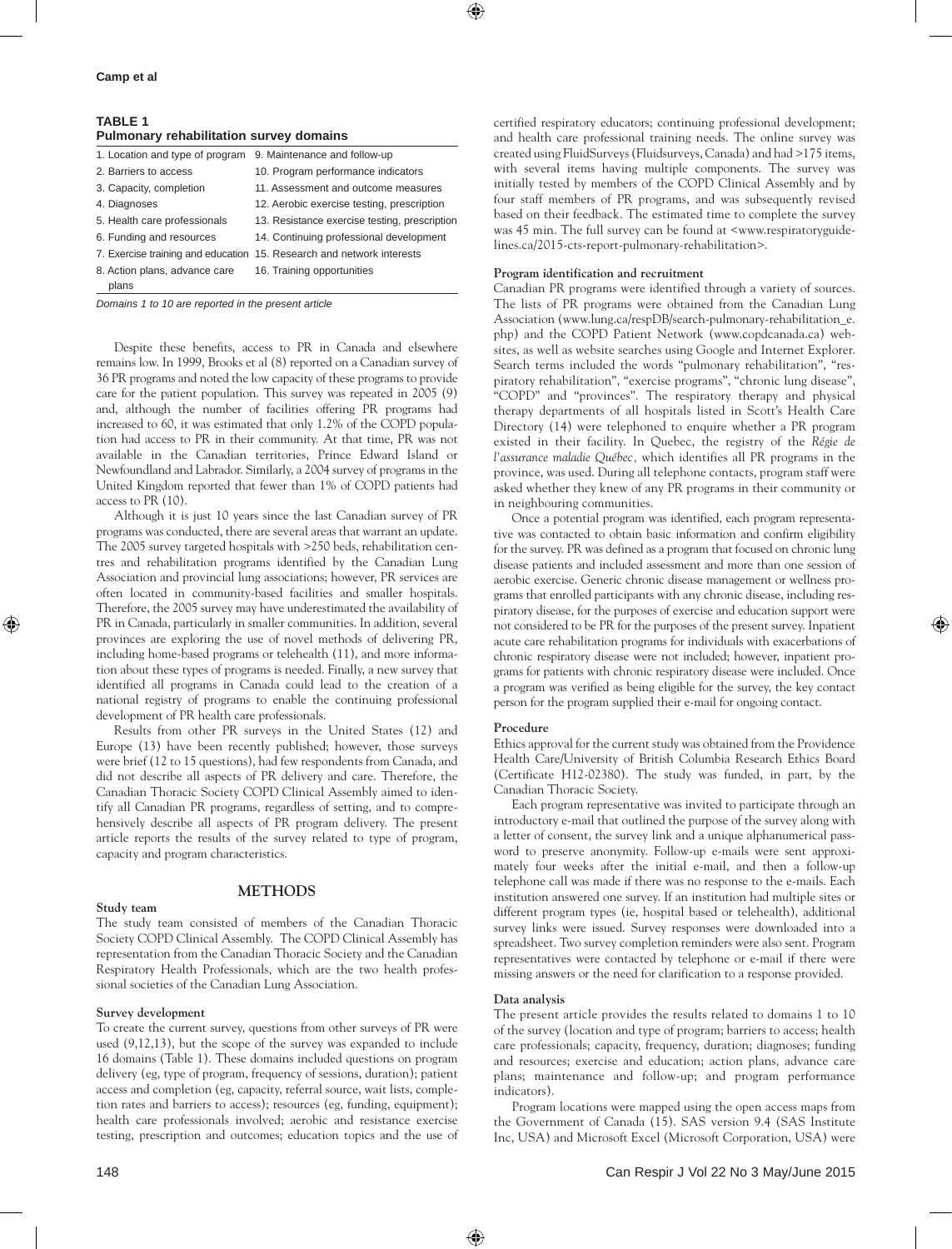**TABLE 1**
**Pulmonary rehabilitation survey domains**

| | |
|---|---|
| 1. Location and type of program | 9. Maintenance and follow-up |
| 2. Barriers to access | 10. Program performance indicators |
| 3. Capacity, completion | 11. Assessment and outcome measures |
| 4. Diagnoses | 12. Aerobic exercise testing, prescription |
| 5. Health care professionals | 13. Resistance exercise testing, prescription |
| 6. Funding and resources | 14. Continuing professional development |
| 7. Exercise training and education | 15. Research and network interests |
| 8. Action plans, advance care plans | 16. Training opportunities |

*Domains 1 to 10 are reported in the present article*

Despite these benefits, access to PR in Canada and elsewhere remains low. In 1999, Brooks et al (8) reported on a Canadian survey of 36 PR programs and noted the low capacity of these programs to provide care for the patient population. This survey was repeated in 2005 (9) and, although the number of facilities offering PR programs had increased to 60, it was estimated that only 1.2% of the COPD population had access to PR in their community. At that time, PR was not available in the Canadian territories, Prince Edward Island or Newfoundland and Labrador. Similarly, a 2004 survey of programs in the United Kingdom reported that fewer than 1% of COPD patients had access to PR (10).

Although it is just 10 years since the last Canadian survey of PR programs was conducted, there are several areas that warrant an update. The 2005 survey targeted hospitals with >250 beds, rehabilitation centres and rehabilitation programs identified by the Canadian Lung Association and provincial lung associations; however, PR services are often located in community-based facilities and smaller hospitals. Therefore, the 2005 survey may have underestimated the availability of PR in Canada, particularly in smaller communities. In addition, several provinces are exploring the use of novel methods of delivering PR, including home-based programs or telehealth (11), and more information about these types of programs is needed. Finally, a new survey that identified all programs in Canada could lead to the creation of a national registry of programs to enable the continuing professional development of PR health care professionals.

Results from other PR surveys in the United States (12) and Europe (13) have been recently published; however, those surveys were brief (12 to 15 questions), had few respondents from Canada, and did not describe all aspects of PR delivery and care. Therefore, the Canadian Thoracic Society COPD Clinical Assembly aimed to identify all Canadian PR programs, regardless of setting, and to comprehensively describe all aspects of PR program delivery. The present article reports the results of the survey related to type of program, capacity and program characteristics.

## METHODS

### Study team

The study team consisted of members of the Canadian Thoracic Society COPD Clinical Assembly. The COPD Clinical Assembly has representation from the Canadian Thoracic Society and the Canadian Respiratory Health Professionals, which are the two health professional societies of the Canadian Lung Association.

### Survey development

To create the current survey, questions from other surveys of PR were used (9,12,13), but the scope of the survey was expanded to include 16 domains (Table 1). These domains included questions on program delivery (eg, type of program, frequency of sessions, duration); patient access and completion (eg, capacity, referral source, wait lists, completion rates and barriers to access); resources (eg, funding, equipment); health care professionals involved; aerobic and resistance exercise testing, prescription and outcomes; education topics and the use of certified respiratory educators; continuing professional development; and health care professional training needs. The online survey was created using FluidSurveys (Fluidsurveys, Canada) and had >175 items, with several items having multiple components. The survey was initially tested by members of the COPD Clinical Assembly and by four staff members of PR programs, and was subsequently revised based on their feedback. The estimated time to complete the survey was 45 min. The full survey can be found at <www.respiratoryguidelines.ca/2015-cts-report-pulmonary-rehabilitation>.

### Program identification and recruitment

Canadian PR programs were identified through a variety of sources. The lists of PR programs were obtained from the Canadian Lung Association (www.lung.ca/respDB/search-pulmonary-rehabilitation_e.php) and the COPD Patient Network (www.copdcanada.ca) websites, as well as website searches using Google and Internet Explorer. Search terms included the words "pulmonary rehabilitation", "respiratory rehabilitation", "exercise programs", "chronic lung disease", "COPD" and "provinces". The respiratory therapy and physical therapy departments of all hospitals listed in Scott's Health Care Directory (14) were telephoned to enquire whether a PR program existed in their facility. In Quebec, the registry of the *Régie de l'assurance maladie Québec*, which identifies all PR programs in the province, was used. During all telephone contacts, program staff were asked whether they knew of any PR programs in their community or in neighbouring communities.

Once a potential program was identified, each program representative was contacted to obtain basic information and confirm eligibility for the survey. PR was defined as a program that focused on chronic lung disease patients and included assessment and more than one session of aerobic exercise. Generic chronic disease management or wellness programs that enrolled participants with any chronic disease, including respiratory disease, for the purposes of exercise and education support were not considered to be PR for the purposes of the present survey. Inpatient acute care rehabilitation programs for individuals with exacerbations of chronic respiratory disease were not included; however, inpatient programs for patients with chronic respiratory disease were included. Once a program was verified as being eligible for the survey, the key contact person for the program supplied their e-mail for ongoing contact.

### Procedure

Ethics approval for the current study was obtained from the Providence Health Care/University of British Columbia Research Ethics Board (Certificate H12-02380). The study was funded, in part, by the Canadian Thoracic Society.

Each program representative was invited to participate through an introductory e-mail that outlined the purpose of the survey along with a letter of consent, the survey link and a unique alphanumerical password to preserve anonymity. Follow-up e-mails were sent approximately four weeks after the initial e-mail, and then a follow-up telephone call was made if there was no response to the e-mails. Each institution answered one survey. If an institution had multiple sites or different program types (ie, hospital based or telehealth), additional survey links were issued. Survey responses were downloaded into a spreadsheet. Two survey completion reminders were also sent. Program representatives were contacted by telephone or e-mail if there were missing answers or the need for clarification to a response provided.

### Data analysis

The present article provides the results related to domains 1 to 10 of the survey (location and type of program; barriers to access; health care professionals; capacity, frequency, duration; diagnoses; funding and resources; exercise and education; action plans, advance care plans; maintenance and follow-up; and program performance indicators).

Program locations were mapped using the open access maps from the Government of Canada (15). SAS version 9.4 (SAS Institute Inc, USA) and Microsoft Excel (Microsoft Corporation, USA) were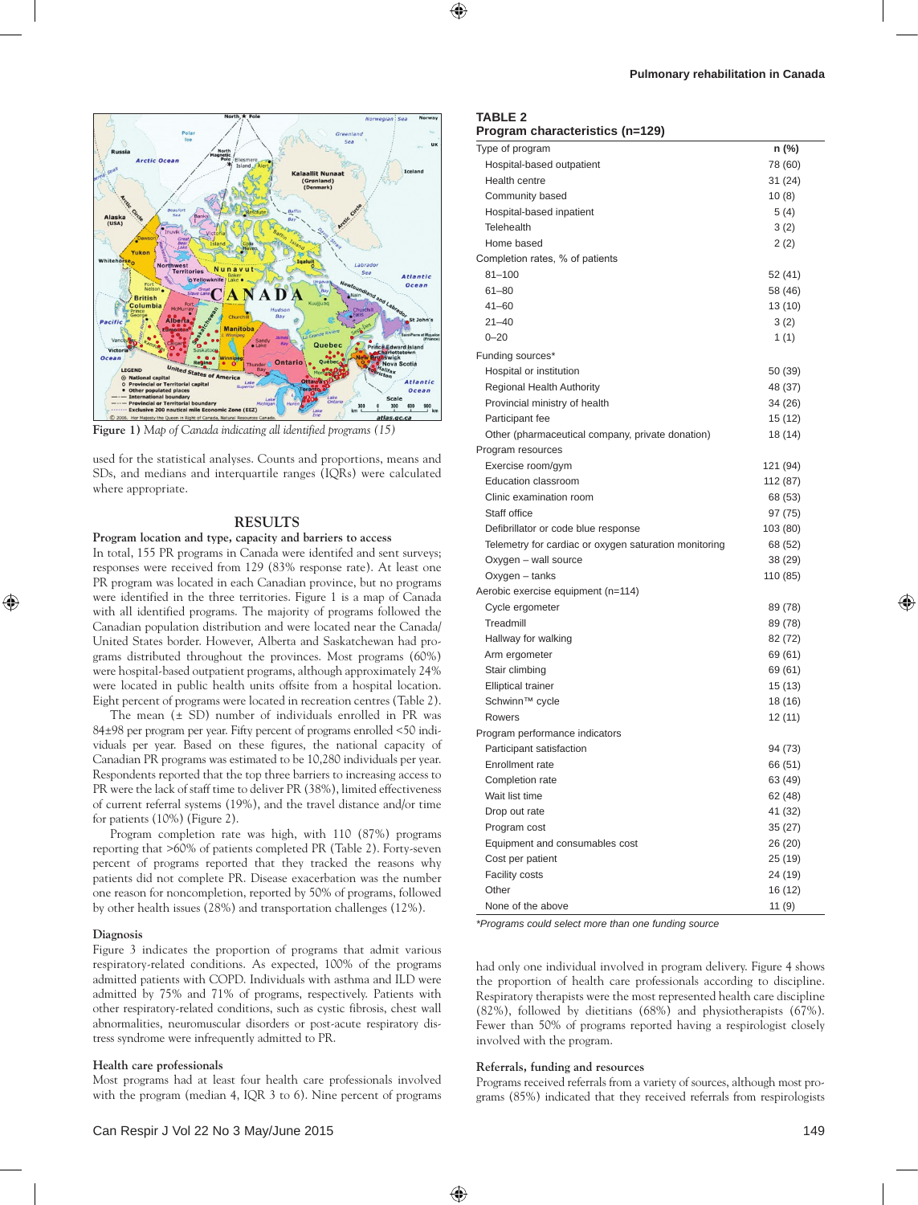Figure 1) *Map of Canada indicating all identified programs (15)*

used for the statistical analyses. Counts and proportions, means and SDs, and medians and interquartile ranges (IQRs) were calculated where appropriate.

## RESULTS

### Program location and type, capacity and barriers to access

In total, 155 PR programs in Canada were identifed and sent surveys; responses were received from 129 (83% response rate). At least one PR program was located in each Canadian province, but no programs were identified in the three territories. Figure 1 is a map of Canada with all identified programs. The majority of programs followed the Canadian population distribution and were located near the Canada/United States border. However, Alberta and Saskatchewan had programs distributed throughout the provinces. Most programs (60%) were hospital-based outpatient programs, although approximately 24% were located in public health units offsite from a hospital location. Eight percent of programs were located in recreation centres (Table 2).

The mean (± SD) number of individuals enrolled in PR was 84±98 per program per year. Fifty percent of programs enrolled <50 individuals per year. Based on these figures, the national capacity of Canadian PR programs was estimated to be 10,280 individuals per year. Respondents reported that the top three barriers to increasing access to PR were the lack of staff time to deliver PR (38%), limited effectiveness of current referral systems (19%), and the travel distance and/or time for patients (10%) (Figure 2).

Program completion rate was high, with 110 (87%) programs reporting that >60% of patients completed PR (Table 2). Forty-seven percent of programs reported that they tracked the reasons why patients did not complete PR. Disease exacerbation was the number one reason for noncompletion, reported by 50% of programs, followed by other health issues (28%) and transportation challenges (12%).

### Diagnosis

Figure 3 indicates the proportion of programs that admit various respiratory-related conditions. As expected, 100% of the programs admitted patients with COPD. Individuals with asthma and ILD were admitted by 75% and 71% of programs, respectively. Patients with other respiratory-related conditions, such as cystic fibrosis, chest wall abnormalities, neuromuscular disorders or post-acute respiratory distress syndrome were infrequently admitted to PR.

### Health care professionals

Most programs had at least four health care professionals involved with the program (median 4, IQR 3 to 6). Nine percent of programs had only one individual involved in program delivery. Figure 4 shows the proportion of health care professionals according to discipline. Respiratory therapists were the most represented health care discipline (82%), followed by dietitians (68%) and physiotherapists (67%). Fewer than 50% of programs reported having a respirologist closely involved with the program.

### Referrals, funding and resources

Programs received referrals from a variety of sources, although most programs (85%) indicated that they received referrals from respirologists

**TABLE 2**
**Program characteristics (n=129)**

| Type of program | n (%) |
|---|---|
| Hospital-based outpatient | 78 (60) |
| Health centre | 31 (24) |
| Community based | 10 (8) |
| Hospital-based inpatient | 5 (4) |
| Telehealth | 3 (2) |
| Home based | 2 (2) |
| **Completion rates, % of patients** | |
| 81–100 | 52 (41) |
| 61–80 | 58 (46) |
| 41–60 | 13 (10) |
| 21–40 | 3 (2) |
| 0–20 | 1 (1) |
| **Funding sources*** | |
| Hospital or institution | 50 (39) |
| Regional Health Authority | 48 (37) |
| Provincial ministry of health | 34 (26) |
| Participant fee | 15 (12) |
| Other (pharmaceutical company, private donation) | 18 (14) |
| **Program resources** | |
| Exercise room/gym | 121 (94) |
| Education classroom | 112 (87) |
| Clinic examination room | 68 (53) |
| Staff office | 97 (75) |
| Defibrillator or code blue response | 103 (80) |
| Telemetry for cardiac or oxygen saturation monitoring | 68 (52) |
| Oxygen – wall source | 38 (29) |
| Oxygen – tanks | 110 (85) |
| **Aerobic exercise equipment (n=114)** | |
| Cycle ergometer | 89 (78) |
| Treadmill | 89 (78) |
| Hallway for walking | 82 (72) |
| Arm ergometer | 69 (61) |
| Stair climbing | 69 (61) |
| Elliptical trainer | 15 (13) |
| Schwinn™ cycle | 18 (16) |
| Rowers | 12 (11) |
| **Program performance indicators** | |
| Participant satisfaction | 94 (73) |
| Enrollment rate | 66 (51) |
| Completion rate | 63 (49) |
| Wait list time | 62 (48) |
| Drop out rate | 41 (32) |
| Program cost | 35 (27) |
| Equipment and consumables cost | 26 (20) |
| Cost per patient | 25 (19) |
| Facility costs | 24 (19) |
| Other | 16 (12) |
| None of the above | 11 (9) |

*\*Programs could select more than one funding source*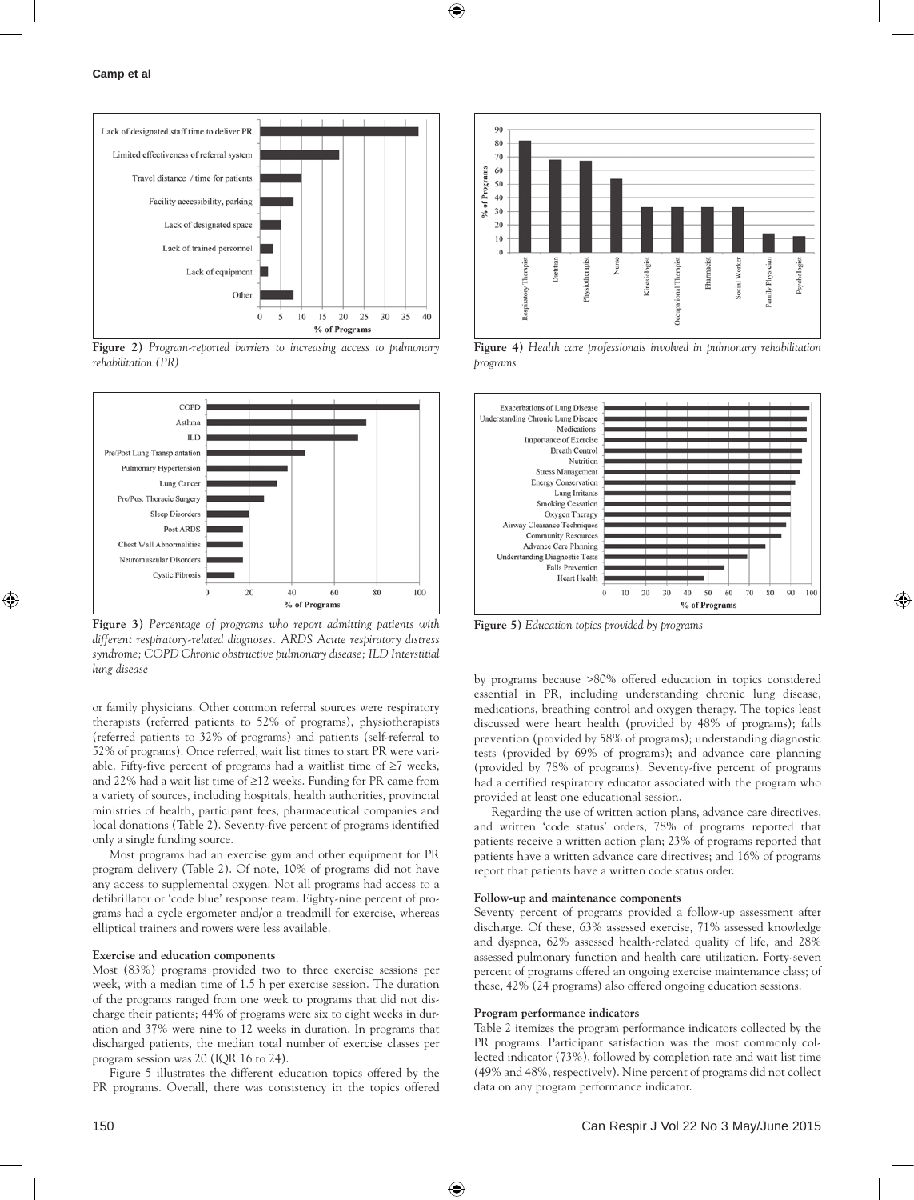Figure 2) *Program-reported barriers to increasing access to pulmonary rehabilitation (PR)*

Figure 3) *Percentage of programs who report admitting patients with different respiratory-related diagnoses. ARDS Acute respiratory distress syndrome; COPD Chronic obstructive pulmonary disease; ILD Interstitial lung disease*

or family physicians. Other common referral sources were respiratory therapists (referred patients to 52% of programs), physiotherapists (referred patients to 32% of programs) and patients (self-referral to 52% of programs). Once referred, wait list times to start PR were variable. Fifty-five percent of programs had a waitlist time of ≥7 weeks, and 22% had a wait list time of ≥12 weeks. Funding for PR came from a variety of sources, including hospitals, health authorities, provincial ministries of health, participant fees, pharmaceutical companies and local donations (Table 2). Seventy-five percent of programs identified only a single funding source.

Most programs had an exercise gym and other equipment for PR program delivery (Table 2). Of note, 10% of programs did not have any access to supplemental oxygen. Not all programs had access to a defibrillator or 'code blue' response team. Eighty-nine percent of programs had a cycle ergometer and/or a treadmill for exercise, whereas elliptical trainers and rowers were less available.

### Exercise and education components

Most (83%) programs provided two to three exercise sessions per week, with a median time of 1.5 h per exercise session. The duration of the programs ranged from one week to programs that did not discharge their patients; 44% of programs were six to eight weeks in duration and 37% were nine to 12 weeks in duration. In programs that discharged patients, the median total number of exercise classes per program session was 20 (IQR 16 to 24).

Figure 5 illustrates the different education topics offered by the PR programs. Overall, there was consistency in the topics offered

Figure 4) *Health care professionals involved in pulmonary rehabilitation programs*

Figure 5) *Education topics provided by programs*

by programs because >80% offered education in topics considered essential in PR, including understanding chronic lung disease, medications, breathing control and oxygen therapy. The topics least discussed were heart health (provided by 48% of programs); falls prevention (provided by 58% of programs); understanding diagnostic tests (provided by 69% of programs); and advance care planning (provided by 78% of programs). Seventy-five percent of programs had a certified respiratory educator associated with the program who provided at least one educational session.

Regarding the use of written action plans, advance care directives, and written 'code status' orders, 78% of programs reported that patients receive a written action plan; 23% of programs reported that patients have a written advance care directives; and 16% of programs report that patients have a written code status order.

### Follow-up and maintenance components

Seventy percent of programs provided a follow-up assessment after discharge. Of these, 63% assessed exercise, 71% assessed knowledge and dyspnea, 62% assessed health-related quality of life, and 28% assessed pulmonary function and health care utilization. Forty-seven percent of programs offered an ongoing exercise maintenance class; of these, 42% (24 programs) also offered ongoing education sessions.

### Program performance indicators

Table 2 itemizes the program performance indicators collected by the PR programs. Participant satisfaction was the most commonly collected indicator (73%), followed by completion rate and wait list time (49% and 48%, respectively). Nine percent of programs did not collect data on any program performance indicator.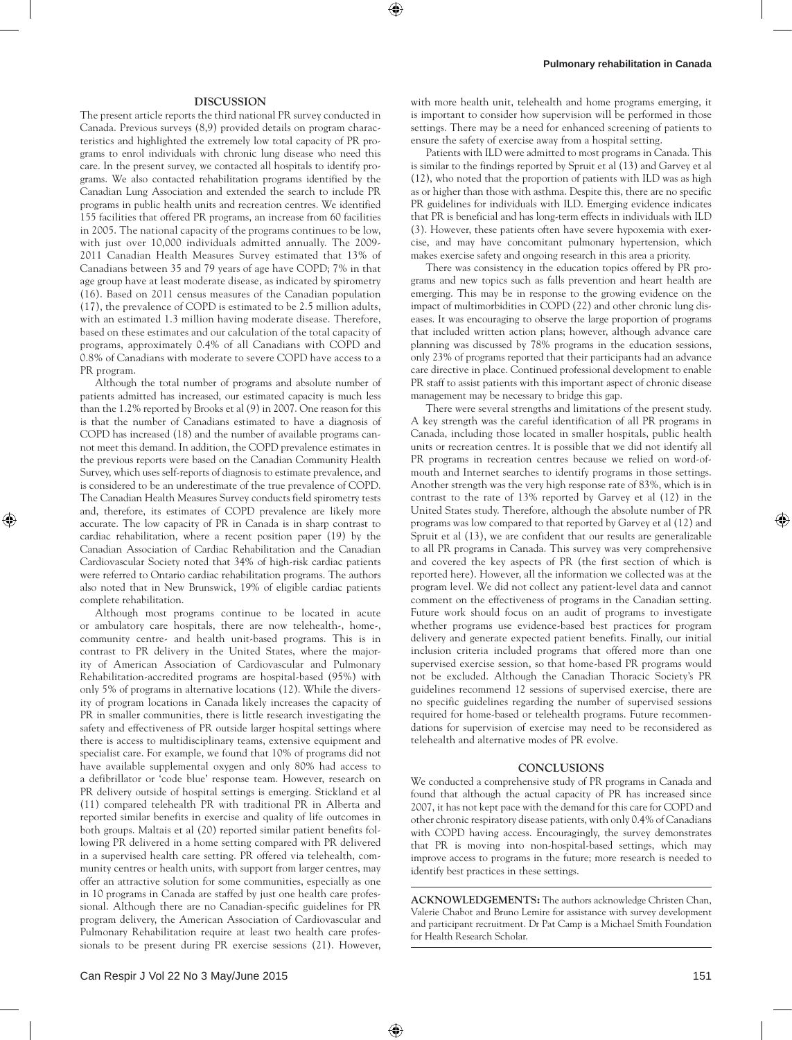## DISCUSSION

The present article reports the third national PR survey conducted in Canada. Previous surveys (8,9) provided details on program characteristics and highlighted the extremely low total capacity of PR programs to enrol individuals with chronic lung disease who need this care. In the present survey, we contacted all hospitals to identify programs. We also contacted rehabilitation programs identified by the Canadian Lung Association and extended the search to include PR programs in public health units and recreation centres. We identified 155 facilities that offered PR programs, an increase from 60 facilities in 2005. The national capacity of the programs continues to be low, with just over 10,000 individuals admitted annually. The 2009-2011 Canadian Health Measures Survey estimated that 13% of Canadians between 35 and 79 years of age have COPD; 7% in that age group have at least moderate disease, as indicated by spirometry (16). Based on 2011 census measures of the Canadian population (17), the prevalence of COPD is estimated to be 2.5 million adults, with an estimated 1.3 million having moderate disease. Therefore, based on these estimates and our calculation of the total capacity of programs, approximately 0.4% of all Canadians with COPD and 0.8% of Canadians with moderate to severe COPD have access to a PR program.

Although the total number of programs and absolute number of patients admitted has increased, our estimated capacity is much less than the 1.2% reported by Brooks et al (9) in 2007. One reason for this is that the number of Canadians estimated to have a diagnosis of COPD has increased (18) and the number of available programs cannot meet this demand. In addition, the COPD prevalence estimates in the previous reports were based on the Canadian Community Health Survey, which uses self-reports of diagnosis to estimate prevalence, and is considered to be an underestimate of the true prevalence of COPD. The Canadian Health Measures Survey conducts field spirometry tests and, therefore, its estimates of COPD prevalence are likely more accurate. The low capacity of PR in Canada is in sharp contrast to cardiac rehabilitation, where a recent position paper (19) by the Canadian Association of Cardiac Rehabilitation and the Canadian Cardiovascular Society noted that 34% of high-risk cardiac patients were referred to Ontario cardiac rehabilitation programs. The authors also noted that in New Brunswick, 19% of eligible cardiac patients complete rehabilitation.

Although most programs continue to be located in acute or ambulatory care hospitals, there are now telehealth-, home-, community centre- and health unit-based programs. This is in contrast to PR delivery in the United States, where the majority of American Association of Cardiovascular and Pulmonary Rehabilitation-accredited programs are hospital-based (95%) with only 5% of programs in alternative locations (12). While the diversity of program locations in Canada likely increases the capacity of PR in smaller communities, there is little research investigating the safety and effectiveness of PR outside larger hospital settings where there is access to multidisciplinary teams, extensive equipment and specialist care. For example, we found that 10% of programs did not have available supplemental oxygen and only 80% had access to a defibrillator or 'code blue' response team. However, research on PR delivery outside of hospital settings is emerging. Stickland et al (11) compared telehealth PR with traditional PR in Alberta and reported similar benefits in exercise and quality of life outcomes in both groups. Maltais et al (20) reported similar patient benefits following PR delivered in a home setting compared with PR delivered in a supervised health care setting. PR offered via telehealth, community centres or health units, with support from larger centres, may offer an attractive solution for some communities, especially as one in 10 programs in Canada are staffed by just one health care professional. Although there are no Canadian-specific guidelines for PR program delivery, the American Association of Cardiovascular and Pulmonary Rehabilitation require at least two health care professionals to be present during PR exercise sessions (21). However, with more health unit, telehealth and home programs emerging, it is important to consider how supervision will be performed in those settings. There may be a need for enhanced screening of patients to ensure the safety of exercise away from a hospital setting.

Patients with ILD were admitted to most programs in Canada. This is similar to the findings reported by Spruit et al (13) and Garvey et al (12), who noted that the proportion of patients with ILD was as high as or higher than those with asthma. Despite this, there are no specific PR guidelines for individuals with ILD. Emerging evidence indicates that PR is beneficial and has long-term effects in individuals with ILD (3). However, these patients often have severe hypoxemia with exercise, and may have concomitant pulmonary hypertension, which makes exercise safety and ongoing research in this area a priority.

There was consistency in the education topics offered by PR programs and new topics such as falls prevention and heart health are emerging. This may be in response to the growing evidence on the impact of multimorbidities in COPD (22) and other chronic lung diseases. It was encouraging to observe the large proportion of programs that included written action plans; however, although advance care planning was discussed by 78% programs in the education sessions, only 23% of programs reported that their participants had an advance care directive in place. Continued professional development to enable PR staff to assist patients with this important aspect of chronic disease management may be necessary to bridge this gap.

There were several strengths and limitations of the present study. A key strength was the careful identification of all PR programs in Canada, including those located in smaller hospitals, public health units or recreation centres. It is possible that we did not identify all PR programs in recreation centres because we relied on word-of-mouth and Internet searches to identify programs in those settings. Another strength was the very high response rate of 83%, which is in contrast to the rate of 13% reported by Garvey et al (12) in the United States study. Therefore, although the absolute number of PR programs was low compared to that reported by Garvey et al (12) and Spruit et al (13), we are confident that our results are generalizable to all PR programs in Canada. This survey was very comprehensive and covered the key aspects of PR (the first section of which is reported here). However, all the information we collected was at the program level. We did not collect any patient-level data and cannot comment on the effectiveness of programs in the Canadian setting. Future work should focus on an audit of programs to investigate whether programs use evidence-based best practices for program delivery and generate expected patient benefits. Finally, our initial inclusion criteria included programs that offered more than one supervised exercise session, so that home-based PR programs would not be excluded. Although the Canadian Thoracic Society's PR guidelines recommend 12 sessions of supervised exercise, there are no specific guidelines regarding the number of supervised sessions required for home-based or telehealth programs. Future recommendations for supervision of exercise may need to be reconsidered as telehealth and alternative modes of PR evolve.

## CONCLUSIONS

We conducted a comprehensive study of PR programs in Canada and found that although the actual capacity of PR has increased since 2007, it has not kept pace with the demand for this care for COPD and other chronic respiratory disease patients, with only 0.4% of Canadians with COPD having access. Encouragingly, the survey demonstrates that PR is moving into non-hospital-based settings, which may improve access to programs in the future; more research is needed to identify best practices in these settings.

**ACKNOWLEDGEMENTS:** The authors acknowledge Christen Chan, Valerie Chabot and Bruno Lemire for assistance with survey development and participant recruitment. Dr Pat Camp is a Michael Smith Foundation for Health Research Scholar.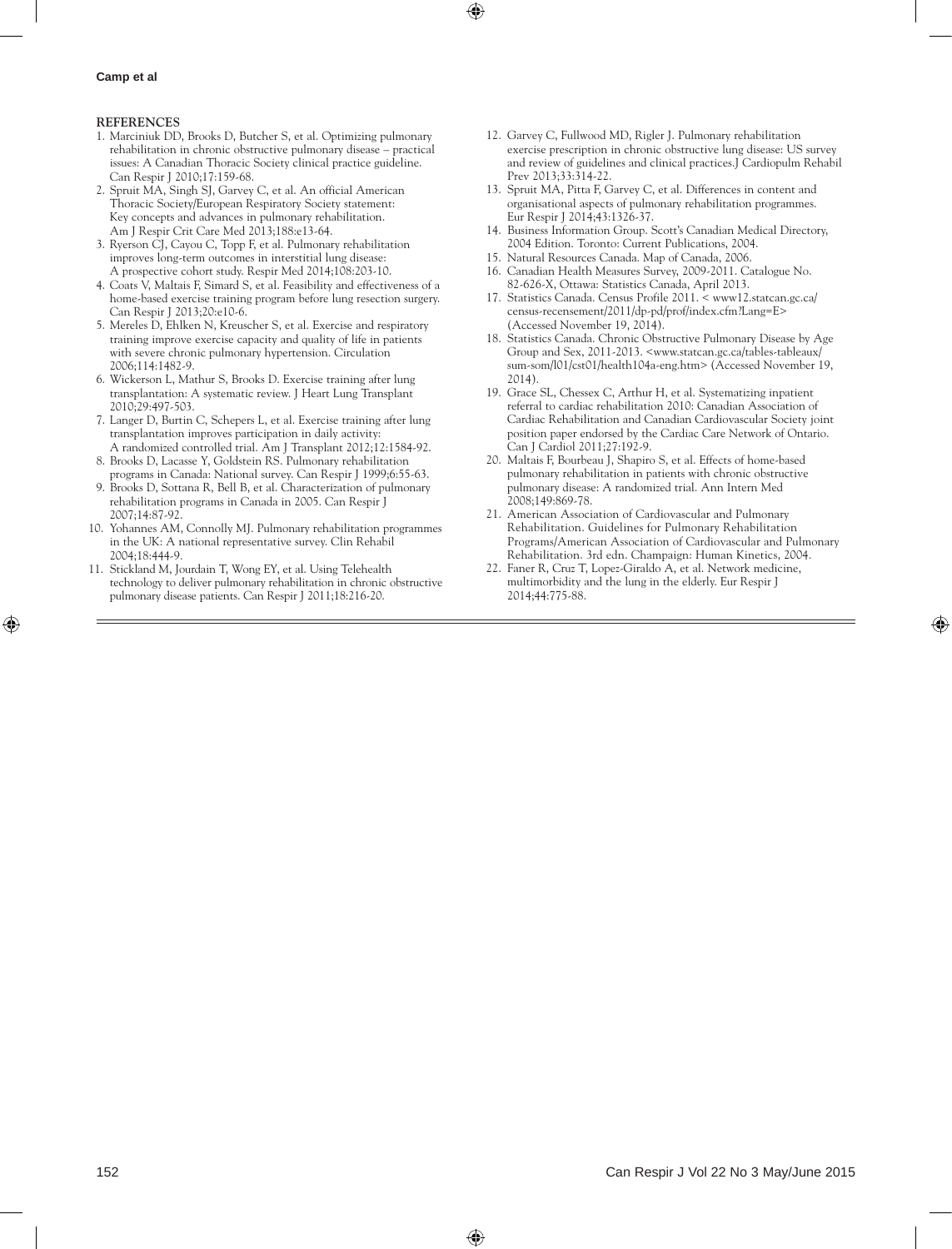## REFERENCES

1. Marciniuk DD, Brooks D, Butcher S, et al. Optimizing pulmonary rehabilitation in chronic obstructive pulmonary disease – practical issues: A Canadian Thoracic Society clinical practice guideline. Can Respir J 2010;17:159-68.
2. Spruit MA, Singh SJ, Garvey C, et al. An official American Thoracic Society/European Respiratory Society statement: Key concepts and advances in pulmonary rehabilitation. Am J Respir Crit Care Med 2013;188:e13-64.
3. Ryerson CJ, Cayou C, Topp F, et al. Pulmonary rehabilitation improves long-term outcomes in interstitial lung disease: A prospective cohort study. Respir Med 2014;108:203-10.
4. Coats V, Maltais F, Simard S, et al. Feasibility and effectiveness of a home-based exercise training program before lung resection surgery. Can Respir J 2013;20:e10-6.
5. Mereles D, Ehlken N, Kreuscher S, et al. Exercise and respiratory training improve exercise capacity and quality of life in patients with severe chronic pulmonary hypertension. Circulation 2006;114:1482-9.
6. Wickerson L, Mathur S, Brooks D. Exercise training after lung transplantation: A systematic review. J Heart Lung Transplant 2010;29:497-503.
7. Langer D, Burtin C, Schepers L, et al. Exercise training after lung transplantation improves participation in daily activity: A randomized controlled trial. Am J Transplant 2012;12:1584-92.
8. Brooks D, Lacasse Y, Goldstein RS. Pulmonary rehabilitation programs in Canada: National survey. Can Respir J 1999;6:55-63.
9. Brooks D, Sottana R, Bell B, et al. Characterization of pulmonary rehabilitation programs in Canada in 2005. Can Respir J 2007;14:87-92.
10. Yohannes AM, Connolly MJ. Pulmonary rehabilitation programmes in the UK: A national representative survey. Clin Rehabil 2004;18:444-9.
11. Stickland M, Jourdain T, Wong EY, et al. Using Telehealth technology to deliver pulmonary rehabilitation in chronic obstructive pulmonary disease patients. Can Respir J 2011;18:216-20.
12. Garvey C, Fullwood MD, Rigler J. Pulmonary rehabilitation exercise prescription in chronic obstructive lung disease: US survey and review of guidelines and clinical practices.J Cardiopulm Rehabil Prev 2013;33:314-22.
13. Spruit MA, Pitta F, Garvey C, et al. Differences in content and organisational aspects of pulmonary rehabilitation programmes. Eur Respir J 2014;43:1326-37.
14. Business Information Group. Scott's Canadian Medical Directory, 2004 Edition. Toronto: Current Publications, 2004.
15. Natural Resources Canada. Map of Canada, 2006.
16. Canadian Health Measures Survey, 2009-2011. Catalogue No. 82-626-X, Ottawa: Statistics Canada, April 2013.
17. Statistics Canada. Census Profile 2011. < www12.statcan.gc.ca/census-recensement/2011/dp-pd/prof/index.cfm?Lang=E> (Accessed November 19, 2014).
18. Statistics Canada. Chronic Obstructive Pulmonary Disease by Age Group and Sex, 2011-2013. <www.statcan.gc.ca/tables-tableaux/sum-som/l01/cst01/health104a-eng.htm> (Accessed November 19, 2014).
19. Grace SL, Chessex C, Arthur H, et al. Systematizing inpatient referral to cardiac rehabilitation 2010: Canadian Association of Cardiac Rehabilitation and Canadian Cardiovascular Society joint position paper endorsed by the Cardiac Care Network of Ontario. Can J Cardiol 2011;27:192-9.
20. Maltais F, Bourbeau J, Shapiro S, et al. Effects of home-based pulmonary rehabilitation in patients with chronic obstructive pulmonary disease: A randomized trial. Ann Intern Med 2008;149:869-78.
21. American Association of Cardiovascular and Pulmonary Rehabilitation. Guidelines for Pulmonary Rehabilitation Programs/American Association of Cardiovascular and Pulmonary Rehabilitation. 3rd edn. Champaign: Human Kinetics, 2004.
22. Faner R, Cruz T, Lopez-Giraldo A, et al. Network medicine, multimorbidity and the lung in the elderly. Eur Respir J 2014;44:775-88.